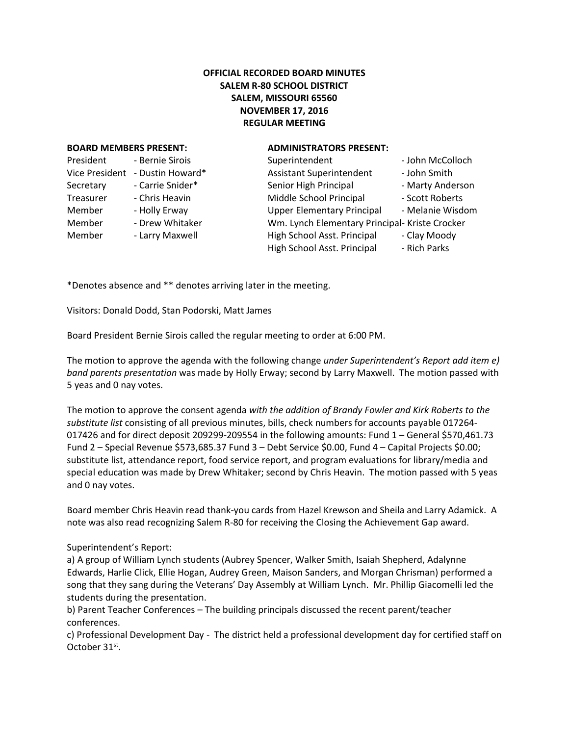**OFFICIAL RECORDED BOARD MINUTES**
**SALEM R-80 SCHOOL DISTRICT**
**SALEM, MISSOURI 65560**
**NOVEMBER 17, 2016**
**REGULAR MEETING**

| **BOARD MEMBERS PRESENT:** | | **ADMINISTRATORS PRESENT:** | |
|---|---|---|---|
| President | - Bernie Sirois | Superintendent | - John McColloch |
| Vice President | - Dustin Howard* | Assistant Superintendent | - John Smith |
| Secretary | - Carrie Snider* | Senior High Principal | - Marty Anderson |
| Treasurer | - Chris Heavin | Middle School Principal | - Scott Roberts |
| Member | - Holly Erway | Upper Elementary Principal | - Melanie Wisdom |
| Member | - Drew Whitaker | Wm. Lynch Elementary Principal | - Kriste Crocker |
| Member | - Larry Maxwell | High School Asst. Principal | - Clay Moody |
| | | High School Asst. Principal | - Rich Parks |

*Denotes absence and ** denotes arriving later in the meeting.

Visitors: Donald Dodd, Stan Podorski, Matt James

Board President Bernie Sirois called the regular meeting to order at 6:00 PM.

The motion to approve the agenda with the following change *under Superintendent's Report add item e) band parents presentation* was made by Holly Erway; second by Larry Maxwell. The motion passed with 5 yeas and 0 nay votes.

The motion to approve the consent agenda *with the addition of Brandy Fowler and Kirk Roberts to the substitute list* consisting of all previous minutes, bills, check numbers for accounts payable 017264-017426 and for direct deposit 209299-209554 in the following amounts: Fund 1 – General $570,461.73 Fund 2 – Special Revenue $573,685.37 Fund 3 – Debt Service $0.00, Fund 4 – Capital Projects $0.00; substitute list, attendance report, food service report, and program evaluations for library/media and special education was made by Drew Whitaker; second by Chris Heavin. The motion passed with 5 yeas and 0 nay votes.

Board member Chris Heavin read thank-you cards from Hazel Krewson and Sheila and Larry Adamick. A note was also read recognizing Salem R-80 for receiving the Closing the Achievement Gap award.

Superintendent's Report:
a) A group of William Lynch students (Aubrey Spencer, Walker Smith, Isaiah Shepherd, Adalynne Edwards, Harlie Click, Ellie Hogan, Audrey Green, Maison Sanders, and Morgan Chrisman) performed a song that they sang during the Veterans' Day Assembly at William Lynch. Mr. Phillip Giacomelli led the students during the presentation.
b) Parent Teacher Conferences – The building principals discussed the recent parent/teacher conferences.
c) Professional Development Day - The district held a professional development day for certified staff on October 31st.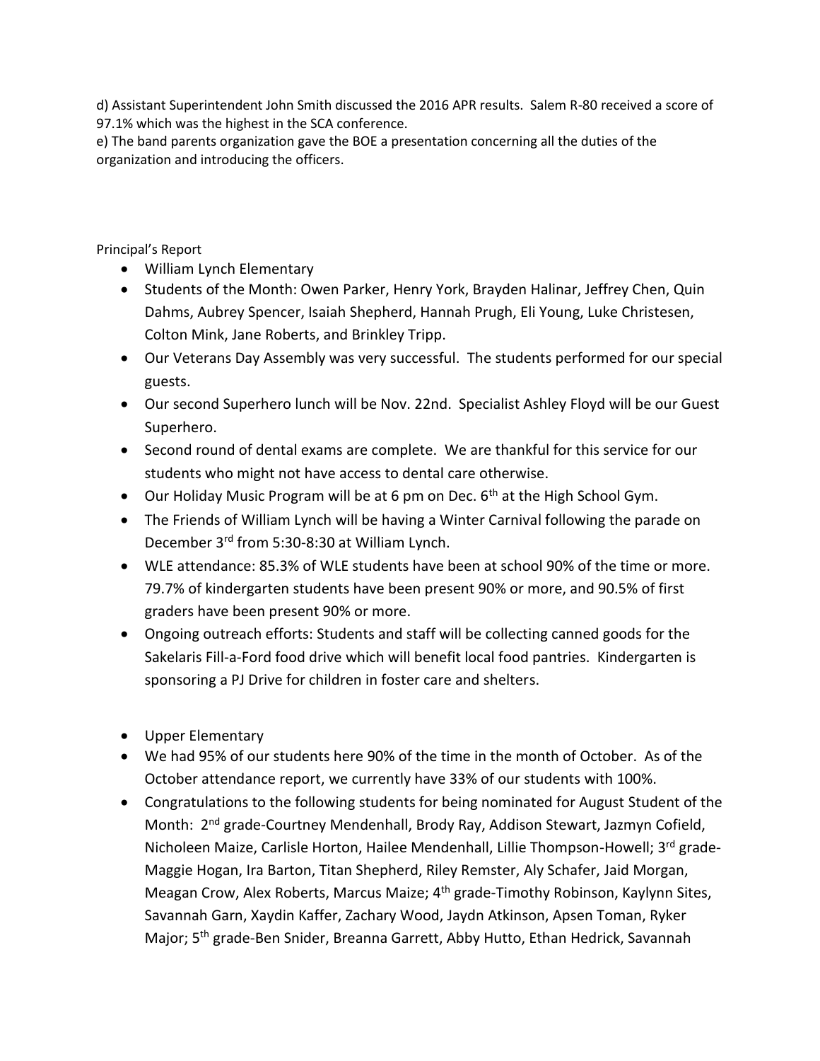d) Assistant Superintendent John Smith discussed the 2016 APR results. Salem R-80 received a score of 97.1% which was the highest in the SCA conference.
e) The band parents organization gave the BOE a presentation concerning all the duties of the organization and introducing the officers.

Principal's Report

- William Lynch Elementary
- Students of the Month: Owen Parker, Henry York, Brayden Halinar, Jeffrey Chen, Quin Dahms, Aubrey Spencer, Isaiah Shepherd, Hannah Prugh, Eli Young, Luke Christesen, Colton Mink, Jane Roberts, and Brinkley Tripp.
- Our Veterans Day Assembly was very successful. The students performed for our special guests.
- Our second Superhero lunch will be Nov. 22nd. Specialist Ashley Floyd will be our Guest Superhero.
- Second round of dental exams are complete. We are thankful for this service for our students who might not have access to dental care otherwise.
- Our Holiday Music Program will be at 6 pm on Dec. 6th at the High School Gym.
- The Friends of William Lynch will be having a Winter Carnival following the parade on December 3rd from 5:30-8:30 at William Lynch.
- WLE attendance: 85.3% of WLE students have been at school 90% of the time or more. 79.7% of kindergarten students have been present 90% or more, and 90.5% of first graders have been present 90% or more.
- Ongoing outreach efforts: Students and staff will be collecting canned goods for the Sakelaris Fill-a-Ford food drive which will benefit local food pantries. Kindergarten is sponsoring a PJ Drive for children in foster care and shelters.

- Upper Elementary
- We had 95% of our students here 90% of the time in the month of October. As of the October attendance report, we currently have 33% of our students with 100%.
- Congratulations to the following students for being nominated for August Student of the Month: 2nd grade-Courtney Mendenhall, Brody Ray, Addison Stewart, Jazmyn Cofield, Nicholeen Maize, Carlisle Horton, Hailee Mendenhall, Lillie Thompson-Howell; 3rd grade-Maggie Hogan, Ira Barton, Titan Shepherd, Riley Remster, Aly Schafer, Jaid Morgan, Meagan Crow, Alex Roberts, Marcus Maize; 4th grade-Timothy Robinson, Kaylynn Sites, Savannah Garn, Xaydin Kaffer, Zachary Wood, Jaydn Atkinson, Apsen Toman, Ryker Major; 5th grade-Ben Snider, Breanna Garrett, Abby Hutto, Ethan Hedrick, Savannah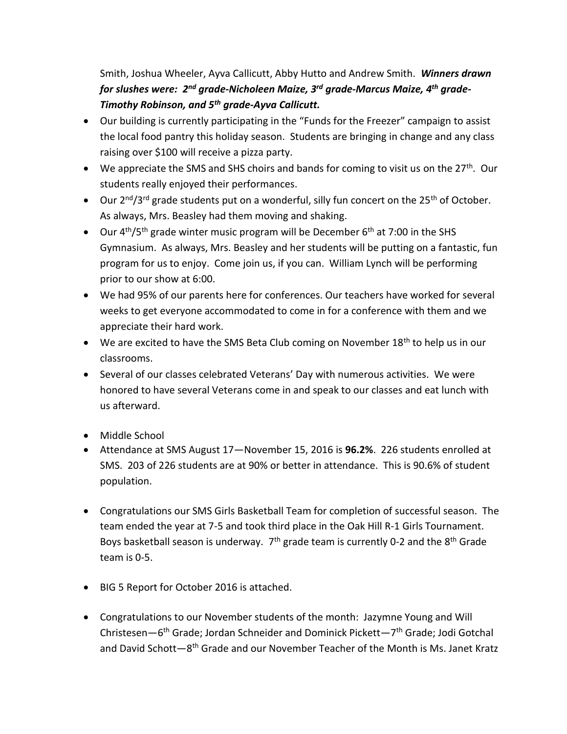Smith, Joshua Wheeler, Ayva Callicutt, Abby Hutto and Andrew Smith. ***Winners drawn for slushes were: 2nd grade-Nicholeen Maize, 3rd grade-Marcus Maize, 4th grade-Timothy Robinson, and 5th grade-Ayva Callicutt.***

- Our building is currently participating in the "Funds for the Freezer" campaign to assist the local food pantry this holiday season. Students are bringing in change and any class raising over $100 will receive a pizza party.
- We appreciate the SMS and SHS choirs and bands for coming to visit us on the 27th. Our students really enjoyed their performances.
- Our 2nd/3rd grade students put on a wonderful, silly fun concert on the 25th of October. As always, Mrs. Beasley had them moving and shaking.
- Our 4th/5th grade winter music program will be December 6th at 7:00 in the SHS Gymnasium. As always, Mrs. Beasley and her students will be putting on a fantastic, fun program for us to enjoy. Come join us, if you can. William Lynch will be performing prior to our show at 6:00.
- We had 95% of our parents here for conferences. Our teachers have worked for several weeks to get everyone accommodated to come in for a conference with them and we appreciate their hard work.
- We are excited to have the SMS Beta Club coming on November 18th to help us in our classrooms.
- Several of our classes celebrated Veterans' Day with numerous activities. We were honored to have several Veterans come in and speak to our classes and eat lunch with us afterward.

- Middle School
- Attendance at SMS August 17—November 15, 2016 is **96.2%**. 226 students enrolled at SMS. 203 of 226 students are at 90% or better in attendance. This is 90.6% of student population.

- Congratulations our SMS Girls Basketball Team for completion of successful season. The team ended the year at 7-5 and took third place in the Oak Hill R-1 Girls Tournament. Boys basketball season is underway. 7th grade team is currently 0-2 and the 8th Grade team is 0-5.

- BIG 5 Report for October 2016 is attached.

- Congratulations to our November students of the month: Jazymne Young and Will Christesen—6th Grade; Jordan Schneider and Dominick Pickett—7th Grade; Jodi Gotchal and David Schott—8th Grade and our November Teacher of the Month is Ms. Janet Kratz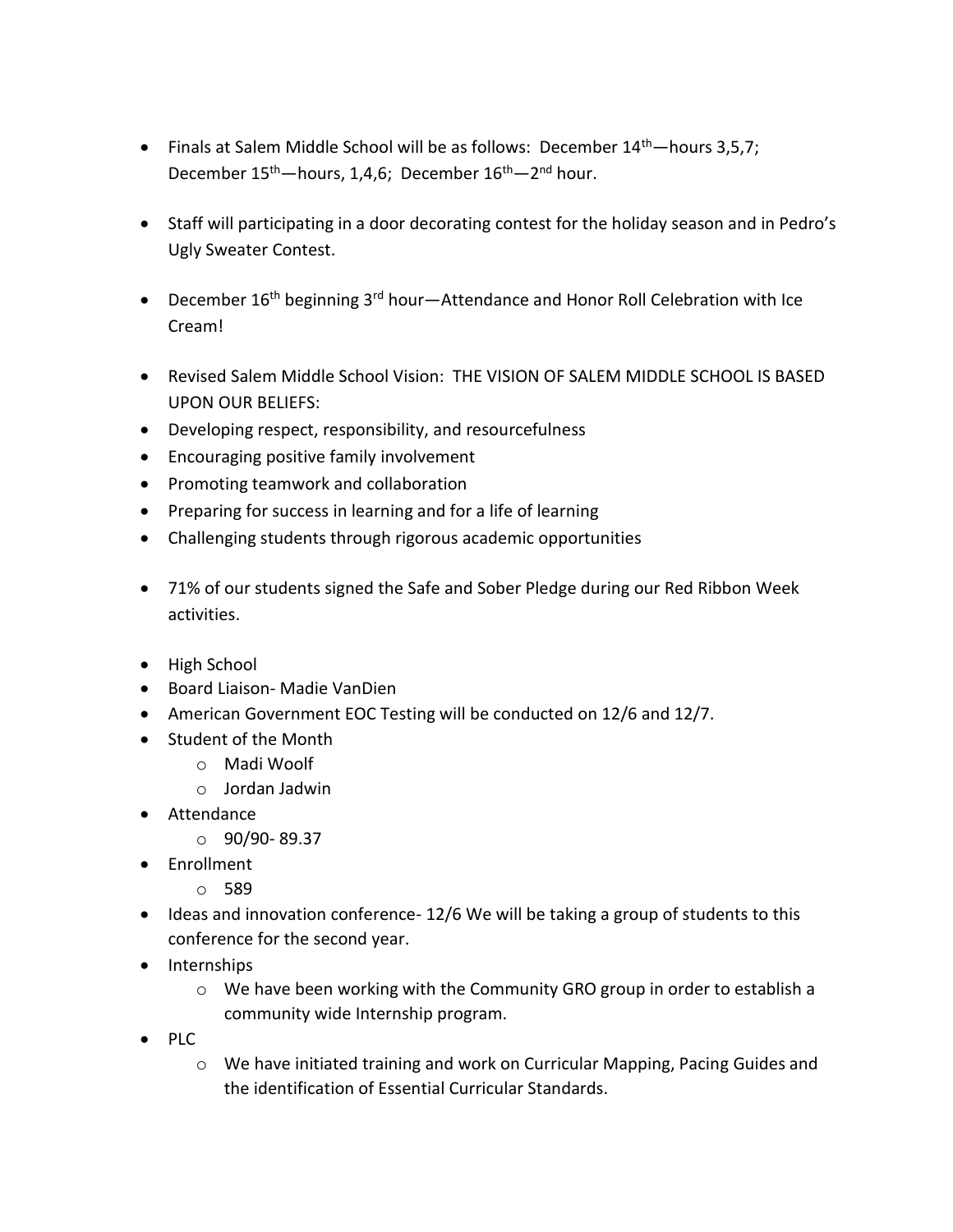- Finals at Salem Middle School will be as follows: December 14th—hours 3,5,7; December 15th—hours, 1,4,6; December 16th—2nd hour.

- Staff will participating in a door decorating contest for the holiday season and in Pedro's Ugly Sweater Contest.

- December 16th beginning 3rd hour—Attendance and Honor Roll Celebration with Ice Cream!

- Revised Salem Middle School Vision: THE VISION OF SALEM MIDDLE SCHOOL IS BASED UPON OUR BELIEFS:
- Developing respect, responsibility, and resourcefulness
- Encouraging positive family involvement
- Promoting teamwork and collaboration
- Preparing for success in learning and for a life of learning
- Challenging students through rigorous academic opportunities

- 71% of our students signed the Safe and Sober Pledge during our Red Ribbon Week activities.

- High School
- Board Liaison- Madie VanDien
- American Government EOC Testing will be conducted on 12/6 and 12/7.
- Student of the Month
  - Madi Woolf
  - Jordan Jadwin
- Attendance
  - 90/90- 89.37
- Enrollment
  - 589
- Ideas and innovation conference- 12/6 We will be taking a group of students to this conference for the second year.
- Internships
  - We have been working with the Community GRO group in order to establish a community wide Internship program.
- PLC
  - We have initiated training and work on Curricular Mapping, Pacing Guides and the identification of Essential Curricular Standards.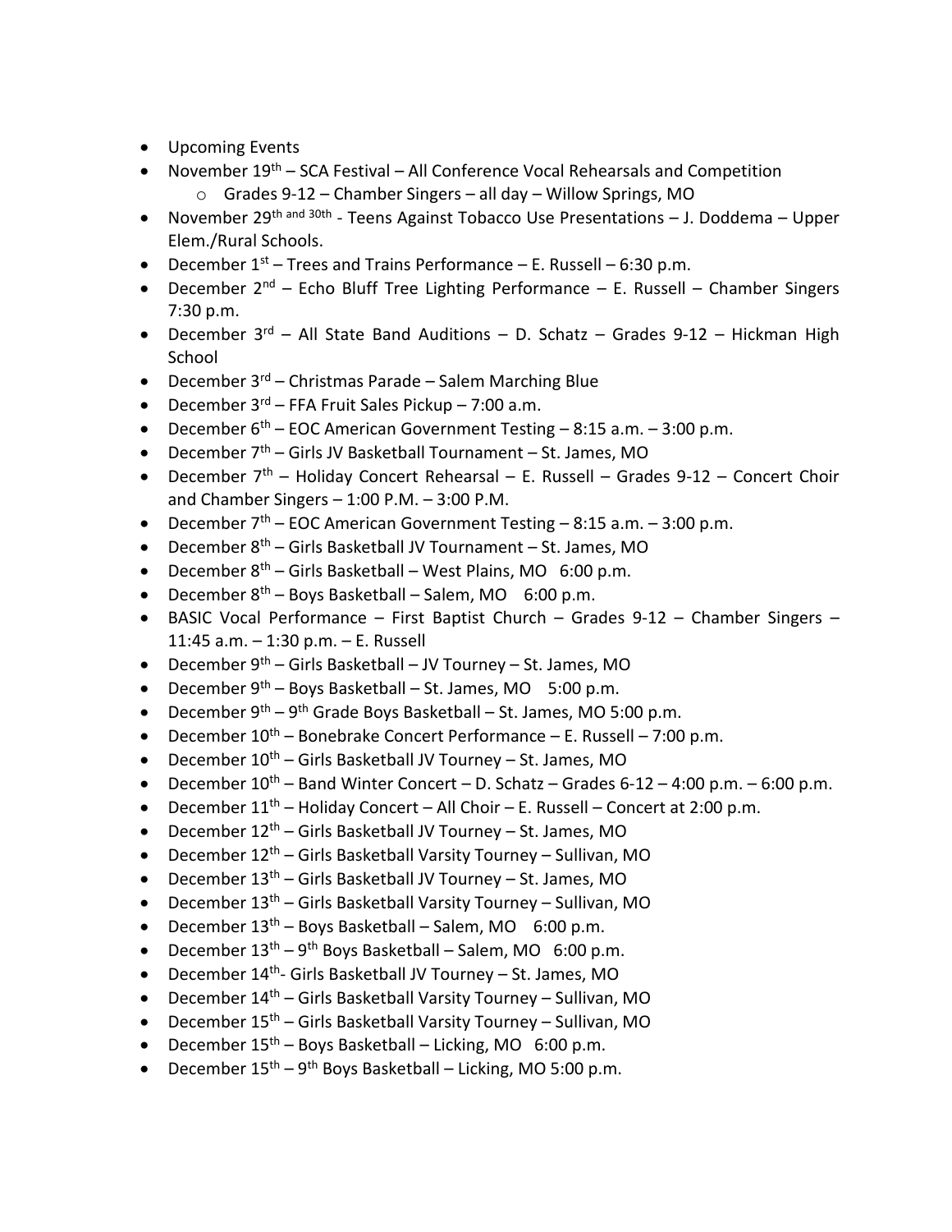- Upcoming Events
- November 19th – SCA Festival – All Conference Vocal Rehearsals and Competition
  - Grades 9-12 – Chamber Singers – all day – Willow Springs, MO
- November 29th and 30th - Teens Against Tobacco Use Presentations – J. Doddema – Upper Elem./Rural Schools.
- December 1st – Trees and Trains Performance – E. Russell – 6:30 p.m.
- December 2nd – Echo Bluff Tree Lighting Performance – E. Russell – Chamber Singers 7:30 p.m.
- December 3rd – All State Band Auditions – D. Schatz – Grades 9-12 – Hickman High School
- December 3rd – Christmas Parade – Salem Marching Blue
- December 3rd – FFA Fruit Sales Pickup – 7:00 a.m.
- December 6th – EOC American Government Testing – 8:15 a.m. – 3:00 p.m.
- December 7th – Girls JV Basketball Tournament – St. James, MO
- December 7th – Holiday Concert Rehearsal – E. Russell – Grades 9-12 – Concert Choir and Chamber Singers – 1:00 P.M. – 3:00 P.M.
- December 7th – EOC American Government Testing – 8:15 a.m. – 3:00 p.m.
- December 8th – Girls Basketball JV Tournament – St. James, MO
- December 8th – Girls Basketball – West Plains, MO 6:00 p.m.
- December 8th – Boys Basketball – Salem, MO 6:00 p.m.
- BASIC Vocal Performance – First Baptist Church – Grades 9-12 – Chamber Singers – 11:45 a.m. – 1:30 p.m. – E. Russell
- December 9th – Girls Basketball – JV Tourney – St. James, MO
- December 9th – Boys Basketball – St. James, MO 5:00 p.m.
- December 9th – 9th Grade Boys Basketball – St. James, MO 5:00 p.m.
- December 10th – Bonebrake Concert Performance – E. Russell – 7:00 p.m.
- December 10th – Girls Basketball JV Tourney – St. James, MO
- December 10th – Band Winter Concert – D. Schatz – Grades 6-12 – 4:00 p.m. – 6:00 p.m.
- December 11th – Holiday Concert – All Choir – E. Russell – Concert at 2:00 p.m.
- December 12th – Girls Basketball JV Tourney – St. James, MO
- December 12th – Girls Basketball Varsity Tourney – Sullivan, MO
- December 13th – Girls Basketball JV Tourney – St. James, MO
- December 13th – Girls Basketball Varsity Tourney – Sullivan, MO
- December 13th – Boys Basketball – Salem, MO 6:00 p.m.
- December 13th – 9th Boys Basketball – Salem, MO 6:00 p.m.
- December 14th- Girls Basketball JV Tourney – St. James, MO
- December 14th – Girls Basketball Varsity Tourney – Sullivan, MO
- December 15th – Girls Basketball Varsity Tourney – Sullivan, MO
- December 15th – Boys Basketball – Licking, MO 6:00 p.m.
- December 15th – 9th Boys Basketball – Licking, MO 5:00 p.m.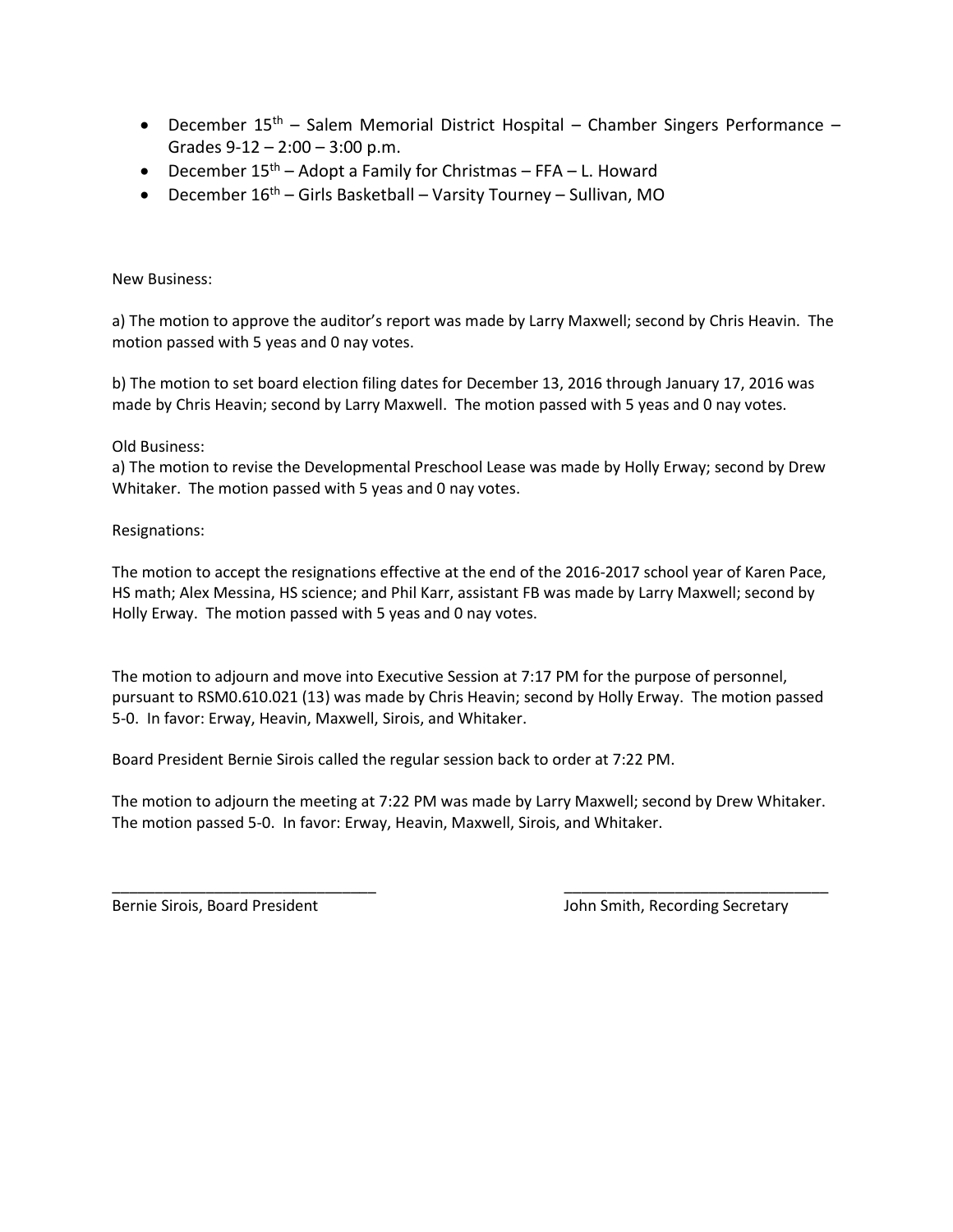- December 15th – Salem Memorial District Hospital – Chamber Singers Performance – Grades 9-12 – 2:00 – 3:00 p.m.
- December 15th – Adopt a Family for Christmas – FFA – L. Howard
- December 16th – Girls Basketball – Varsity Tourney – Sullivan, MO

New Business:

a) The motion to approve the auditor's report was made by Larry Maxwell; second by Chris Heavin. The motion passed with 5 yeas and 0 nay votes.

b) The motion to set board election filing dates for December 13, 2016 through January 17, 2016 was made by Chris Heavin; second by Larry Maxwell. The motion passed with 5 yeas and 0 nay votes.

Old Business:

a) The motion to revise the Developmental Preschool Lease was made by Holly Erway; second by Drew Whitaker. The motion passed with 5 yeas and 0 nay votes.

Resignations:

The motion to accept the resignations effective at the end of the 2016-2017 school year of Karen Pace, HS math; Alex Messina, HS science; and Phil Karr, assistant FB was made by Larry Maxwell; second by Holly Erway. The motion passed with 5 yeas and 0 nay votes.

The motion to adjourn and move into Executive Session at 7:17 PM for the purpose of personnel, pursuant to RSM0.610.021 (13) was made by Chris Heavin; second by Holly Erway. The motion passed 5-0. In favor: Erway, Heavin, Maxwell, Sirois, and Whitaker.

Board President Bernie Sirois called the regular session back to order at 7:22 PM.

The motion to adjourn the meeting at 7:22 PM was made by Larry Maxwell; second by Drew Whitaker. The motion passed 5-0. In favor: Erway, Heavin, Maxwell, Sirois, and Whitaker.

_______________________________ _______________________________

Bernie Sirois, Board President John Smith, Recording Secretary